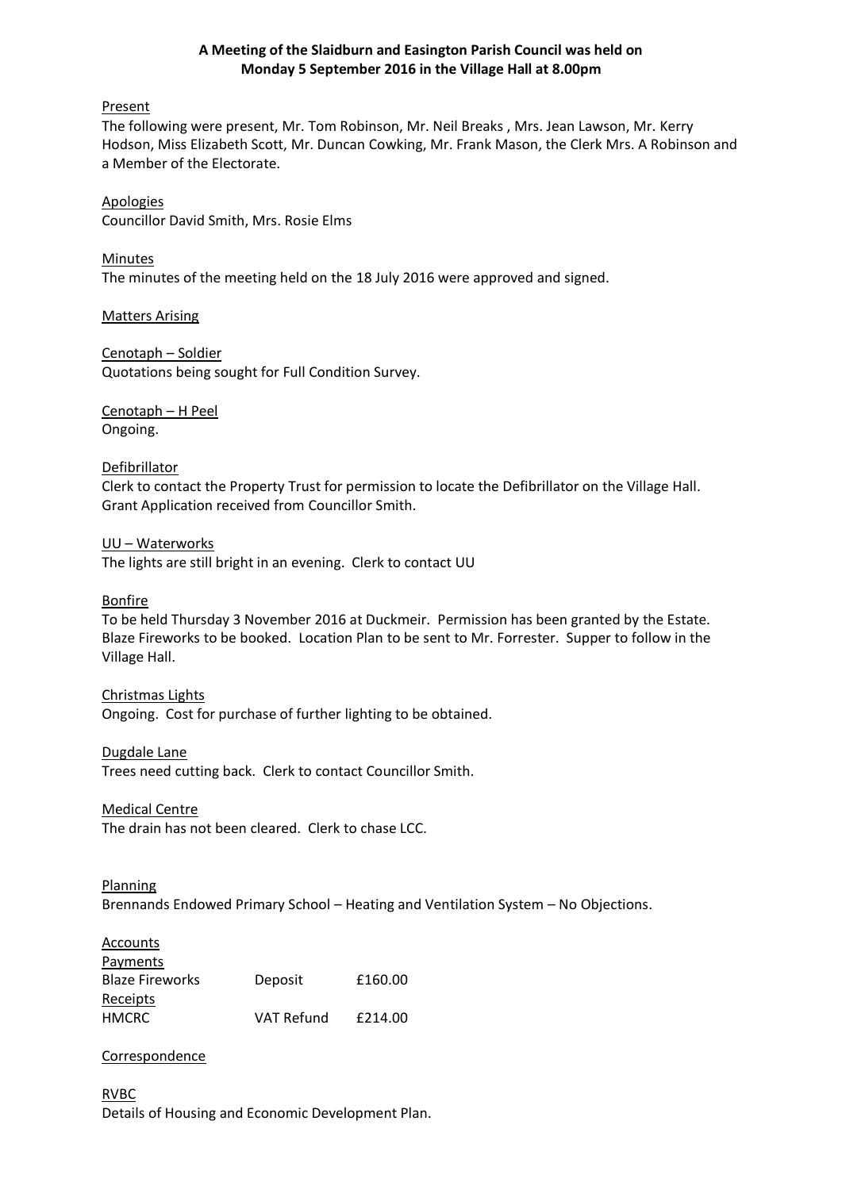**A Meeting of the Slaidburn and Easington Parish Council was held on Monday 5 September 2016 in the Village Hall at 8.00pm**

Present

The following were present, Mr. Tom Robinson, Mr. Neil Breaks , Mrs. Jean Lawson, Mr. Kerry Hodson, Miss Elizabeth Scott, Mr. Duncan Cowking, Mr. Frank Mason, the Clerk Mrs. A Robinson and a Member of the Electorate.

Apologies

Councillor David Smith, Mrs. Rosie Elms

Minutes

The minutes of the meeting held on the 18 July 2016 were approved and signed.

Matters Arising

Cenotaph – Soldier

Quotations being sought for Full Condition Survey.

Cenotaph – H Peel

Ongoing.

Defibrillator

Clerk to contact the Property Trust for permission to locate the Defibrillator on the Village Hall. Grant Application received from Councillor Smith.

UU – Waterworks

The lights are still bright in an evening. Clerk to contact UU

Bonfire

To be held Thursday 3 November 2016 at Duckmeir. Permission has been granted by the Estate. Blaze Fireworks to be booked. Location Plan to be sent to Mr. Forrester. Supper to follow in the Village Hall.

Christmas Lights

Ongoing. Cost for purchase of further lighting to be obtained.

Dugdale Lane

Trees need cutting back. Clerk to contact Councillor Smith.

Medical Centre

The drain has not been cleared. Clerk to chase LCC.

Planning

Brennands Endowed Primary School – Heating and Ventilation System – No Objections.

Accounts

| Payments | | |
|---|---|---|
| Blaze Fireworks | Deposit | £160.00 |
| Receipts | | |
| HMCRC | VAT Refund | £214.00 |

Correspondence

RVBC

Details of Housing and Economic Development Plan.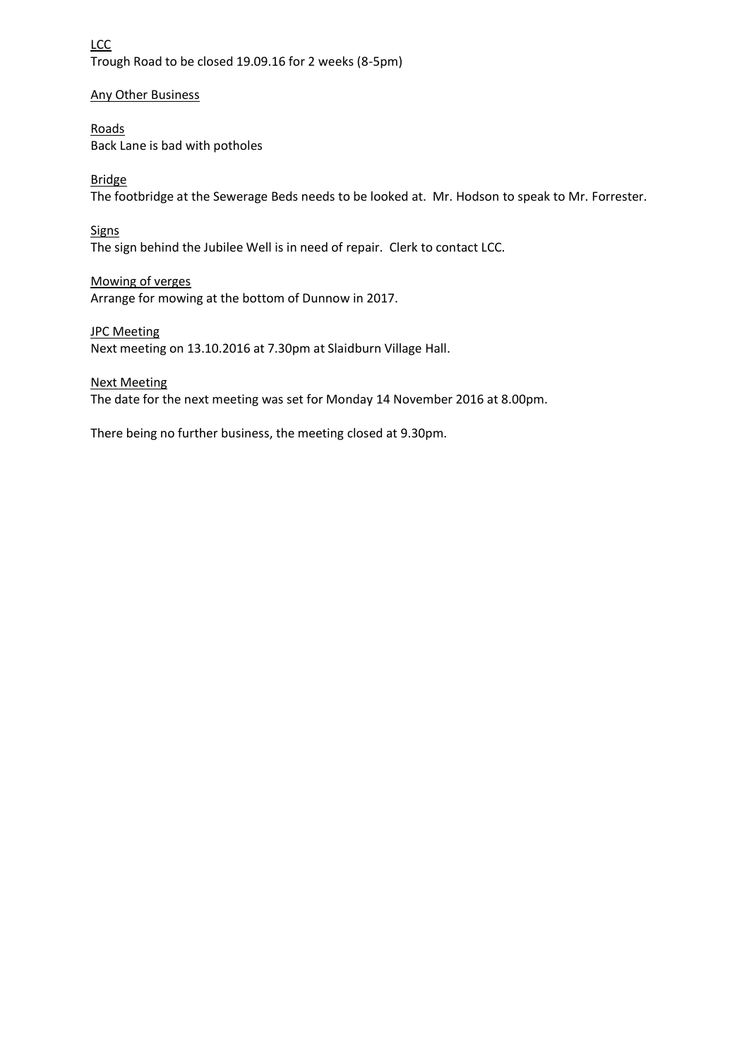LCC

Trough Road to be closed 19.09.16 for 2 weeks (8-5pm)

Any Other Business

Roads

Back Lane is bad with potholes

Bridge

The footbridge at the Sewerage Beds needs to be looked at. Mr. Hodson to speak to Mr. Forrester.

Signs

The sign behind the Jubilee Well is in need of repair. Clerk to contact LCC.

Mowing of verges

Arrange for mowing at the bottom of Dunnow in 2017.

JPC Meeting

Next meeting on 13.10.2016 at 7.30pm at Slaidburn Village Hall.

Next Meeting

The date for the next meeting was set for Monday 14 November 2016 at 8.00pm.

There being no further business, the meeting closed at 9.30pm.